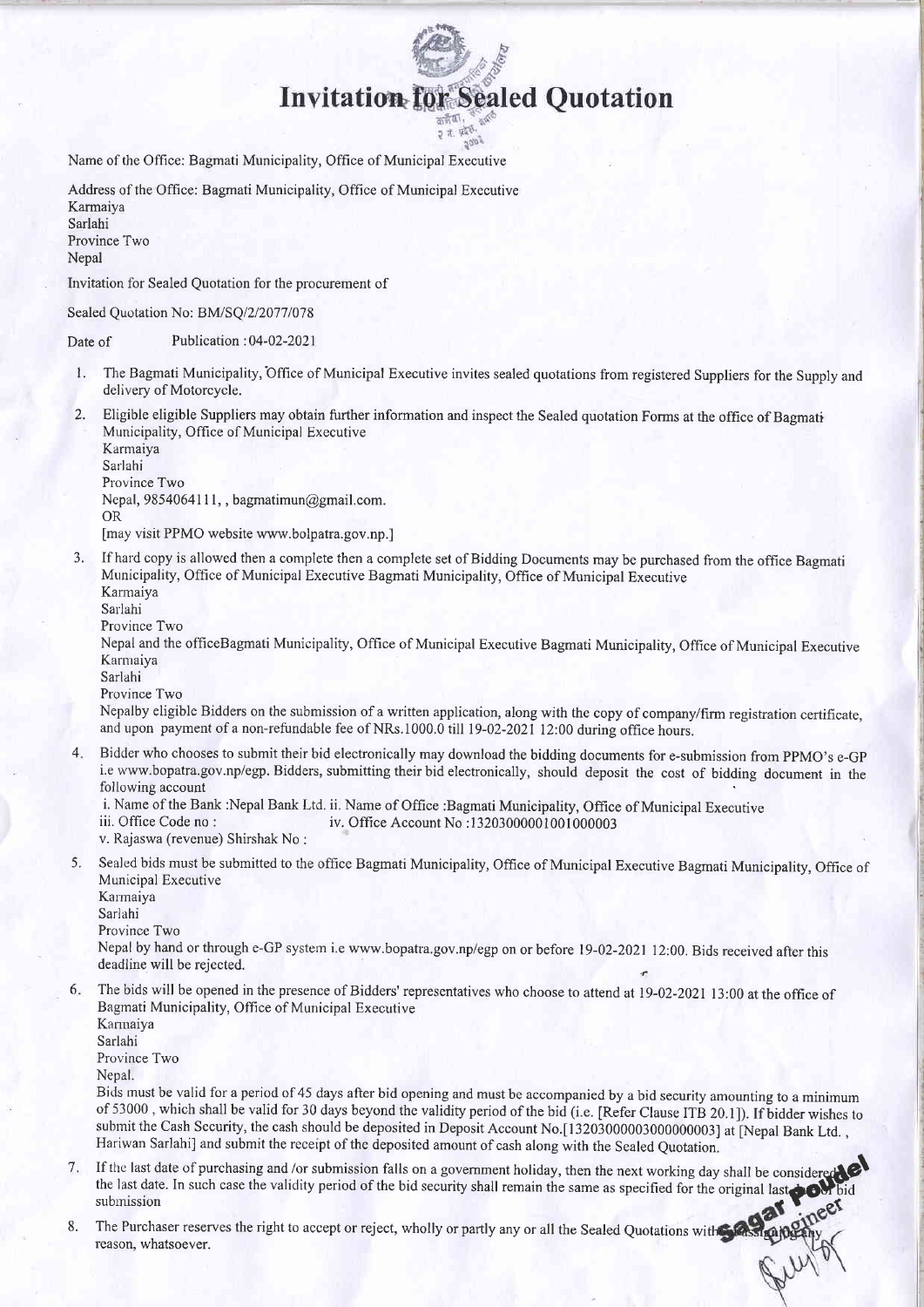# Invitation for Sealed Quotation

Name of the Office: Bagmati Municipality, Office of Municipal Executive

Address of the Office: Bagmati Municipality, Office of Municipal Executive
Karmaiya
Sarlahi
Province Two
Nepal

Invitation for Sealed Quotation for the procurement of

Sealed Quotation No: BM/SQ/2/2077/078

Date of Publication : 04-02-2021

1. The Bagmati Municipality, Office of Municipal Executive invites sealed quotations from registered Suppliers for the Supply and delivery of Motorcycle.

2. Eligible eligible Suppliers may obtain further information and inspect the Sealed quotation Forms at the office of Bagmati Municipality, Office of Municipal Executive
   Karmaiya
   Sarlahi
   Province Two
   Nepal, 9854064111, , bagmatimun@gmail.com.
   OR
   [may visit PPMO website www.bolpatra.gov.np.]

3. If hard copy is allowed then a complete then a complete set of Bidding Documents may be purchased from the office Bagmati Municipality, Office of Municipal Executive Bagmati Municipality, Office of Municipal Executive
   Karmaiya
   Sarlahi
   Province Two
   Nepal and the officeBagmati Municipality, Office of Municipal Executive Bagmati Municipality, Office of Municipal Executive
   Karmaiya
   Sarlahi
   Province Two
   Nepalby eligible Bidders on the submission of a written application, along with the copy of company/firm registration certificate, and upon payment of a non-refundable fee of NRs.1000.0 till 19-02-2021 12:00 during office hours.

4. Bidder who chooses to submit their bid electronically may download the bidding documents for e-submission from PPMO's e-GP i.e www.bopatra.gov.np/egp. Bidders, submitting their bid electronically, should deposit the cost of bidding document in the following account
   i. Name of the Bank :Nepal Bank Ltd. ii. Name of Office :Bagmati Municipality, Office of Municipal Executive
   iii. Office Code no : iv. Office Account No :13203000001001000003
   v. Rajaswa (revenue) Shirshak No :

5. Sealed bids must be submitted to the office Bagmati Municipality, Office of Municipal Executive Bagmati Municipality, Office of Municipal Executive
   Karmaiya
   Sarlahi
   Province Two
   Nepal by hand or through e-GP system i.e www.bopatra.gov.np/egp on or before 19-02-2021 12:00. Bids received after this deadline will be rejected.

6. The bids will be opened in the presence of Bidders' representatives who choose to attend at 19-02-2021 13:00 at the office of Bagmati Municipality, Office of Municipal Executive
   Karmaiya
   Sarlahi
   Province Two
   Nepal.
   Bids must be valid for a period of 45 days after bid opening and must be accompanied by a bid security amounting to a minimum of 53000 , which shall be valid for 30 days beyond the validity period of the bid (i.e. [Refer Clause ITB 20.1]). If bidder wishes to submit the Cash Security, the cash should be deposited in Deposit Account No.[13203000003000000003] at [Nepal Bank Ltd. , Hariwan Sarlahi] and submit the receipt of the deposited amount of cash along with the Sealed Quotation.

7. If the last date of purchasing and /or submission falls on a government holiday, then the next working day shall be considered the last date. In such case the validity period of the bid security shall remain the same as specified for the original last date of bid submission

8. The Purchaser reserves the right to accept or reject, wholly or partly any or all the Sealed Quotations without assigning any reason, whatsoever.

Sagar Poudel
Engineer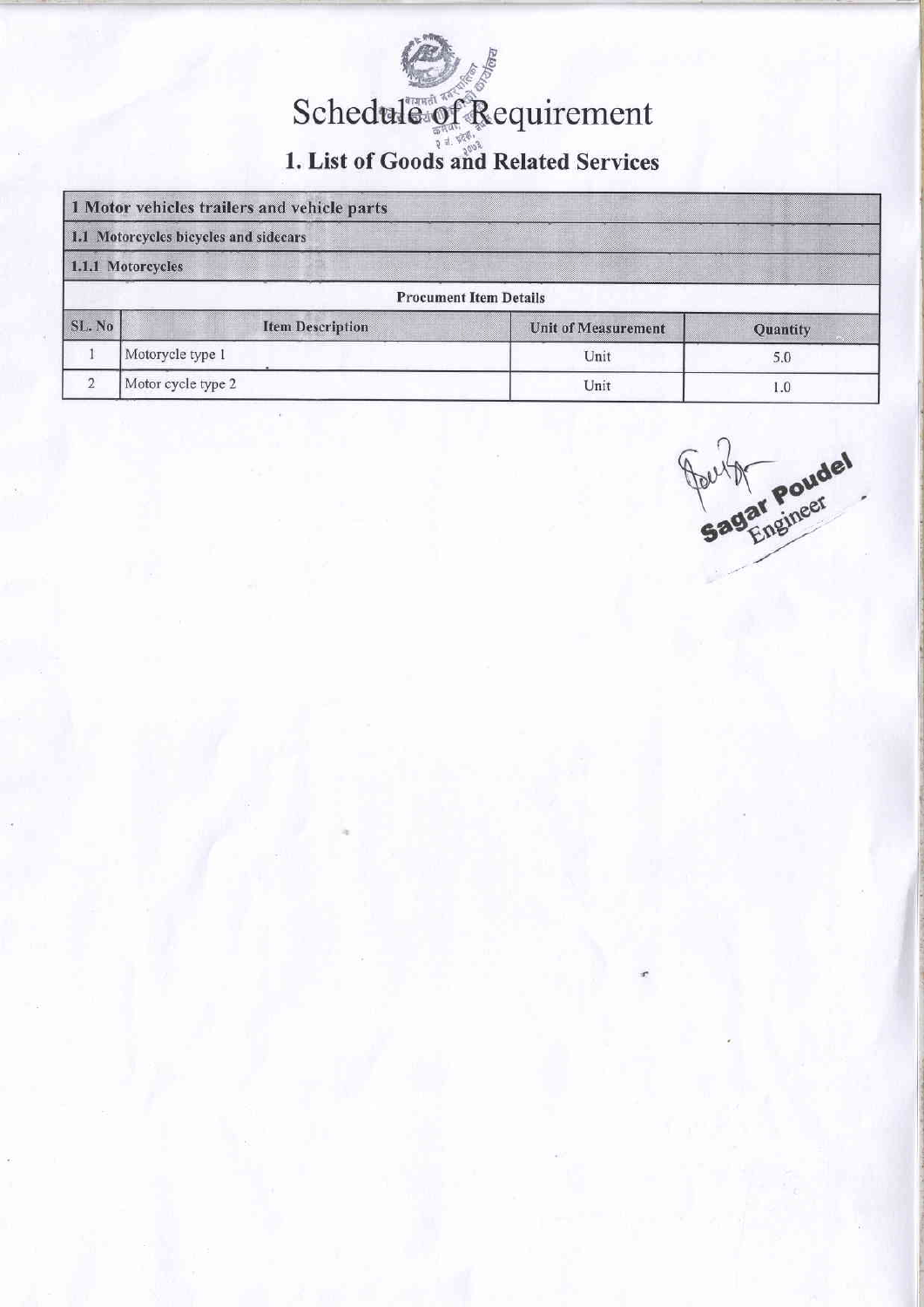# Schedule of Requirement

## 1. List of Goods and Related Services

| 1 Motor vehicles trailers and vehicle parts | | | |
|---|---|---|---|
| 1.1 Motorcycles bicycles and sidecars | | | |
| 1.1.1 Motorcycles | | | |
| Procument Item Details | | | |
| SL. No | Item Description | Unit of Measurement | Quantity |
| 1 | Motorycle type 1 | Unit | 5.0 |
| 2 | Motor cycle type 2 | Unit | 1.0 |

Sagar Poudel
Engineer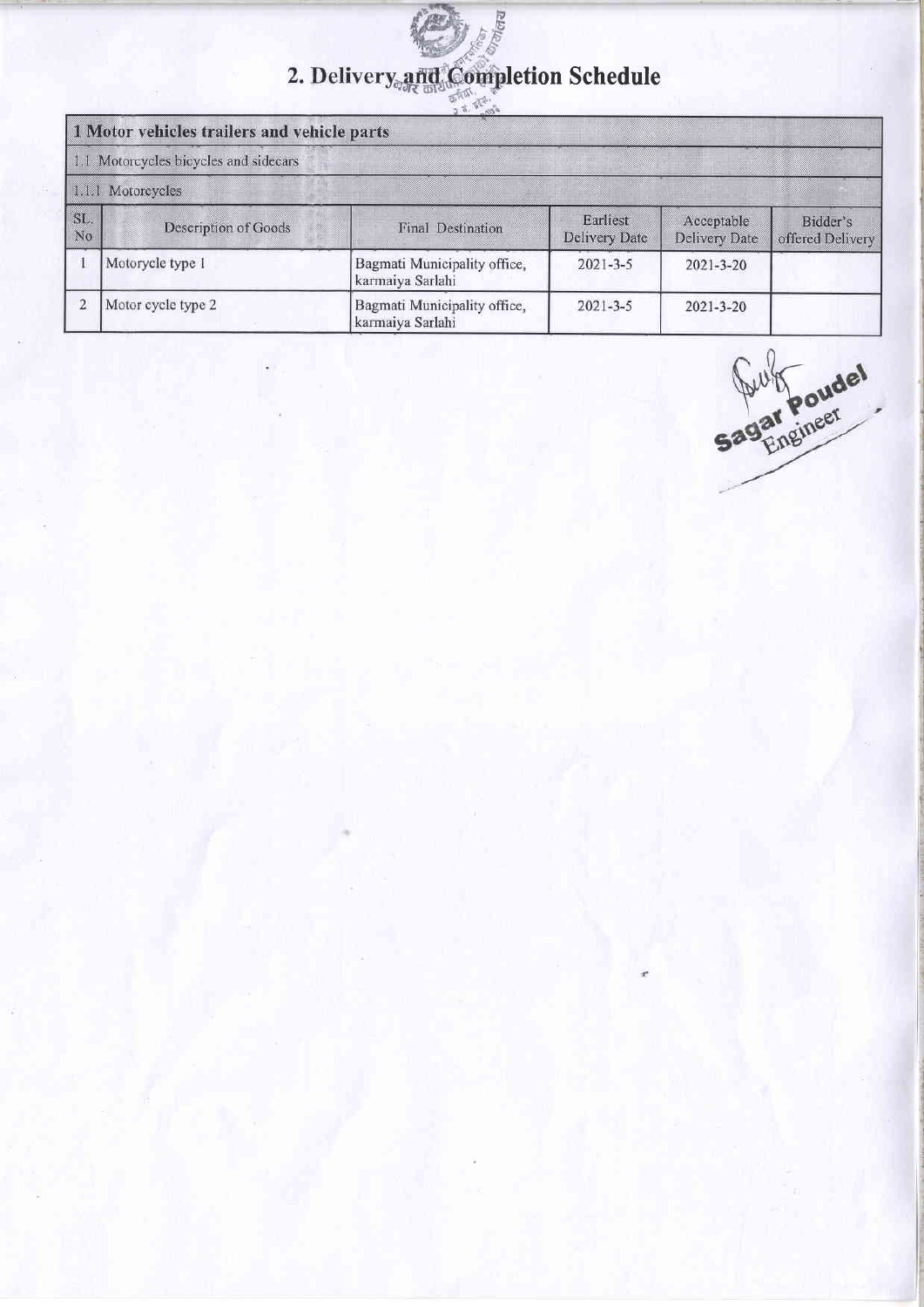# 2. Delivery and Completion Schedule

| 1 Motor vehicles trailers and vehicle parts | | | | | |
|---|---|---|---|---|---|
| 1.1 Motorcycles bicycles and sidecars | | | | | |
| 1.1.1 Motorcycles | | | | | |
| SL. No | Description of Goods | Final Destination | Earliest Delivery Date | Acceptable Delivery Date | Bidder's offered Delivery |
| 1 | Motorycle type 1 | Bagmati Municipality office, karmaiya Sarlahi | 2021-3-5 | 2021-3-20 | |
| 2 | Motor cycle type 2 | Bagmati Municipality office, karmaiya Sarlahi | 2021-3-5 | 2021-3-20 | |

Sagar Poudel
Engineer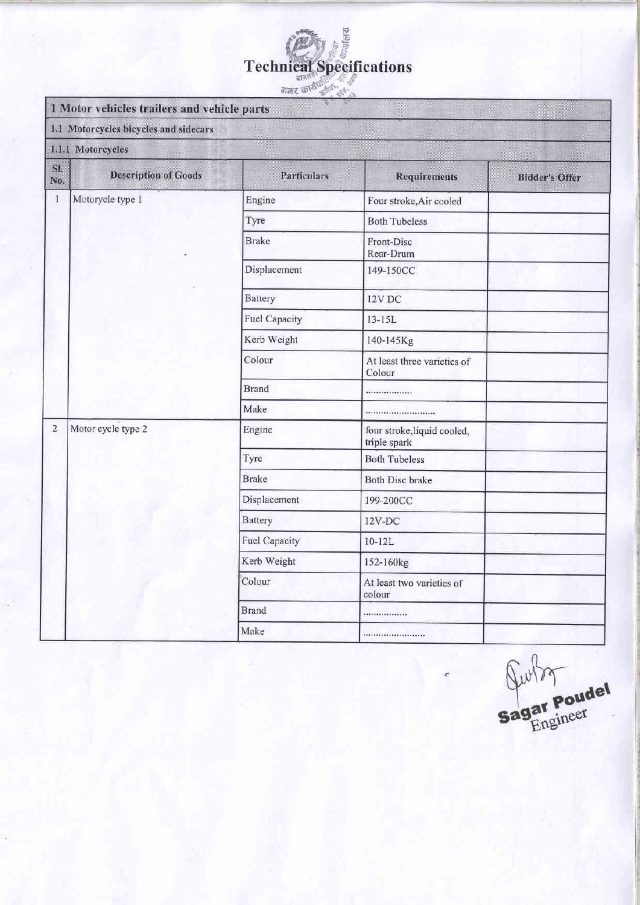# Technical Specifications

| 1 Motor vehicles trailers and vehicle parts | | | | |
|---|---|---|---|---|
| 1.1 Motorcycles bicycles and sidecars | | | | |
| 1.1.1 Motorcycles | | | | |
| Sl. No. | Description of Goods | Particulars | Requirements | Bidder's Offer |
| 1 | Motorcycle type 1 | Engine | Four stroke,Air cooled | |
| | | Tyre | Both Tubeless | |
| | | Brake | Front-Disc Rear-Drum | |
| | | Displacement | 149-150CC | |
| | | Battery | 12V DC | |
| | | Fuel Capacity | 13-15L | |
| | | Kerb Weight | 140-145Kg | |
| | | Colour | At least three varieties of Colour | |
| | | Brand | .................. | |
| | | Make | ........................... | |
| 2 | Motor cycle type 2 | Engine | four stroke,liquid cooled, triple spark | |
| | | Tyre | Both Tubeless | |
| | | Brake | Both Disc brake | |
| | | Displacement | 199-200CC | |
| | | Battery | 12V-DC | |
| | | Fuel Capacity | 10-12L | |
| | | Kerb Weight | 152-160kg | |
| | | Colour | At least two varieties of colour | |
| | | Brand | ................ | |
| | | Make | ........................ | |

Sagar Poudel
Engineer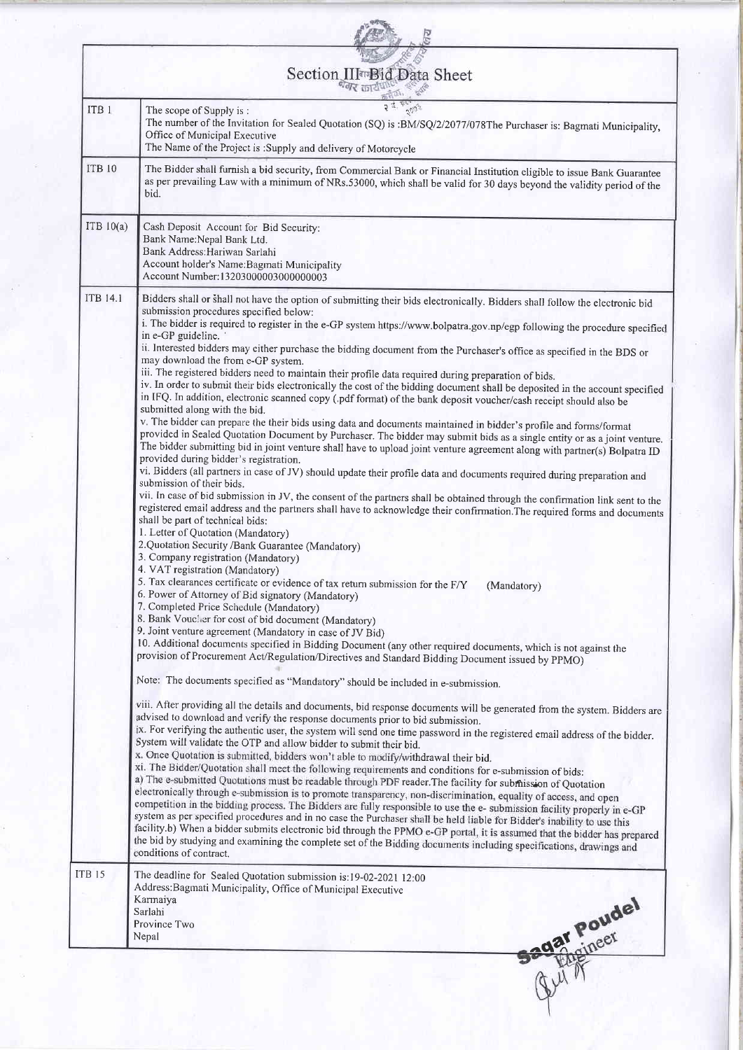## Section III Bid Data Sheet

| | |
|---|---|
| ITB 1 | The scope of Supply is :<br>The number of the Invitation for Sealed Quotation (SQ) is :BM/SQ/2/2077/078The Purchaser is: Bagmati Municipality, Office of Municipal Executive<br>The Name of the Project is :Supply and delivery of Motorcycle |
| ITB 10 | The Bidder shall furnish a bid security, from Commercial Bank or Financial Institution eligible to issue Bank Guarantee as per prevailing Law with a minimum of NRs.53000, which shall be valid for 30 days beyond the validity period of the bid. |
| ITB 10(a) | Cash Deposit Account for Bid Security:<br>Bank Name:Nepal Bank Ltd.<br>Bank Address:Hariwan Sarlahi<br>Account holder's Name:Bagmati Municipality<br>Account Number:13203000003000000003 |
| ITB 14.1 | Bidders shall or shall not have the option of submitting their bids electronically. Bidders shall follow the electronic bid submission procedures specified below:<br>i. The bidder is required to register in the e-GP system https://www.bolpatra.gov.np/egp following the procedure specified in e-GP guideline.<br>ii. Interested bidders may either purchase the bidding document from the Purchaser's office as specified in the BDS or may download the from e-GP system.<br>iii. The registered bidders need to maintain their profile data required during preparation of bids.<br>iv. In order to submit their bids electronically the cost of the bidding document shall be deposited in the account specified in IFQ. In addition, electronic scanned copy (.pdf format) of the bank deposit voucher/cash receipt should also be submitted along with the bid.<br>v. The bidder can prepare the their bids using data and documents maintained in bidder's profile and forms/format provided in Sealed Quotation Document by Purchaser. The bidder may submit bids as a single entity or as a joint venture. The bidder submitting bid in joint venture shall have to upload joint venture agreement along with partner(s) Bolpatra ID provided during bidder's registration.<br>vi. Bidders (all partners in case of JV) should update their profile data and documents required during preparation and submission of their bids.<br>vii. In case of bid submission in JV, the consent of the partners shall be obtained through the confirmation link sent to the registered email address and the partners shall have to acknowledge their confirmation.The required forms and documents shall be part of technical bids:<br>1. Letter of Quotation (Mandatory)<br>2.Quotation Security /Bank Guarantee (Mandatory)<br>3. Company registration (Mandatory)<br>4. VAT registration (Mandatory)<br>5. Tax clearances certificate or evidence of tax return submission for the F/Y (Mandatory)<br>6. Power of Attorney of Bid signatory (Mandatory)<br>7. Completed Price Schedule (Mandatory)<br>8. Bank Voucher for cost of bid document (Mandatory)<br>9. Joint venture agreement (Mandatory in case of JV Bid)<br>10. Additional documents specified in Bidding Document (any other required documents, which is not against the provision of Procurement Act/Regulation/Directives and Standard Bidding Document issued by PPMO)<br><br>Note: The documents specified as "Mandatory" should be included in e-submission.<br><br>viii. After providing all the details and documents, bid response documents will be generated from the system. Bidders are advised to download and verify the response documents prior to bid submission.<br>ix. For verifying the authentic user, the system will send one time password in the registered email address of the bidder. System will validate the OTP and allow bidder to submit their bid.<br>x. Once Quotation is submitted, bidders won't able to modify/withdrawal their bid.<br>xi. The Bidder/Quotation shall meet the following requirements and conditions for e-submission of bids:<br>a) The e-submitted Quotations must be readable through PDF reader.The facility for submission of Quotation electronically through e-submission is to promote transparency, non-discrimination, equality of access, and open competition in the bidding process. The Bidders are fully responsible to use the e- submission facility properly in e-GP system as per specified procedures and in no case the Purchaser shall be held liable for Bidder's inability to use this facility.b) When a bidder submits electronic bid through the PPMO e-GP portal, it is assumed that the bidder has prepared the bid by studying and examining the complete set of the Bidding documents including specifications, drawings and conditions of contract. |
| ITB 15 | The deadline for Sealed Quotation submission is:19-02-2021 12:00<br>Address:Bagmati Municipality, Office of Municipal Executive<br>Karmaiya<br>Sarlahi<br>Province Two<br>Nepal |

Sagar Poudel
Engineer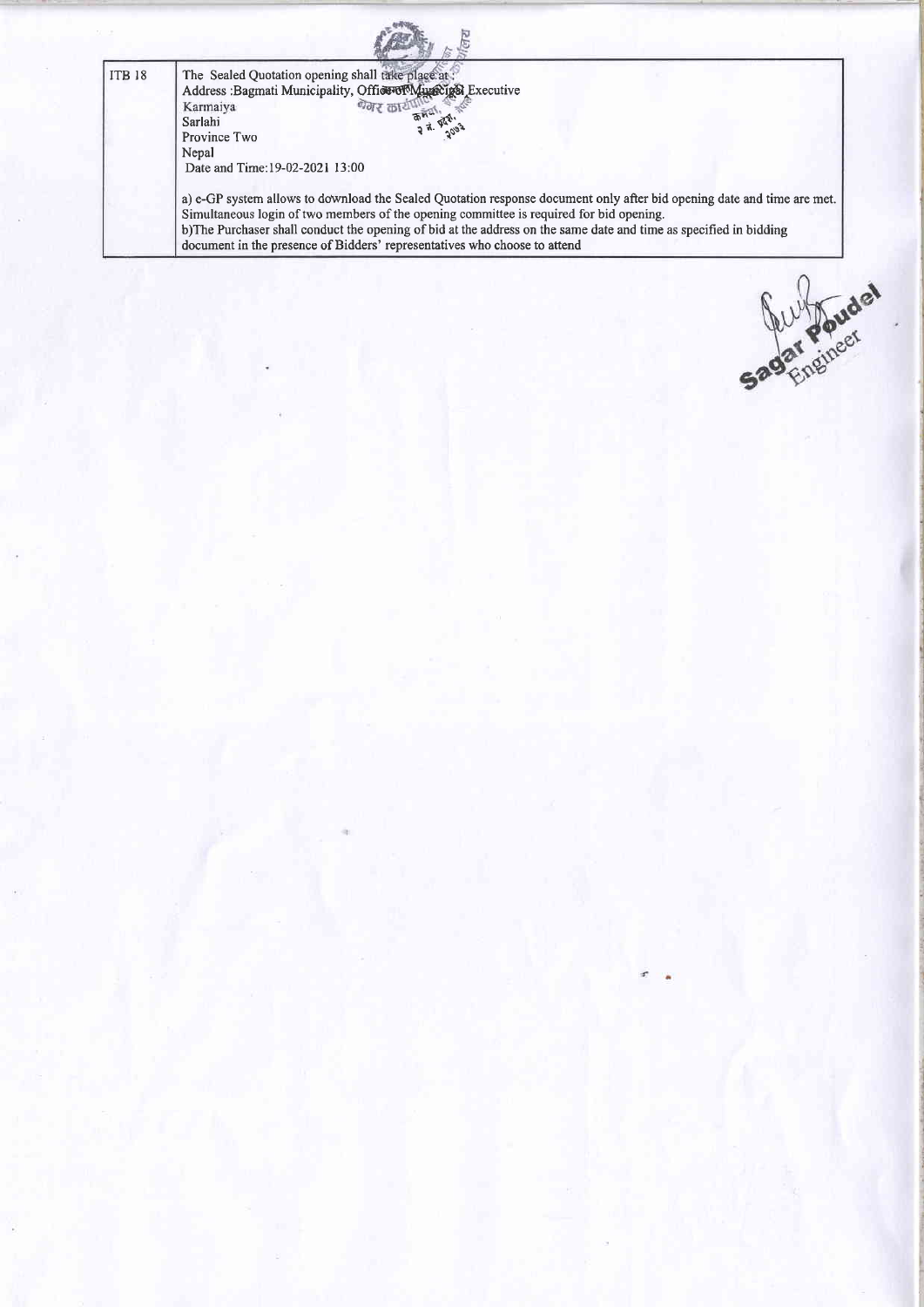| | |
|---|---|
| ITB 18 | The Sealed Quotation opening shall take place at :<br>Address :Bagmati Municipality, Office of Municipal Executive<br>Karmaiya<br>Sarlahi<br>Province Two<br>Nepal<br>Date and Time:19-02-2021 13:00<br><br>a) e-GP system allows to download the Sealed Quotation response document only after bid opening date and time are met. Simultaneous login of two members of the opening committee is required for bid opening.<br>b)The Purchaser shall conduct the opening of bid at the address on the same date and time as specified in bidding document in the presence of Bidders' representatives who choose to attend |

Sagar Poudel
Engineer